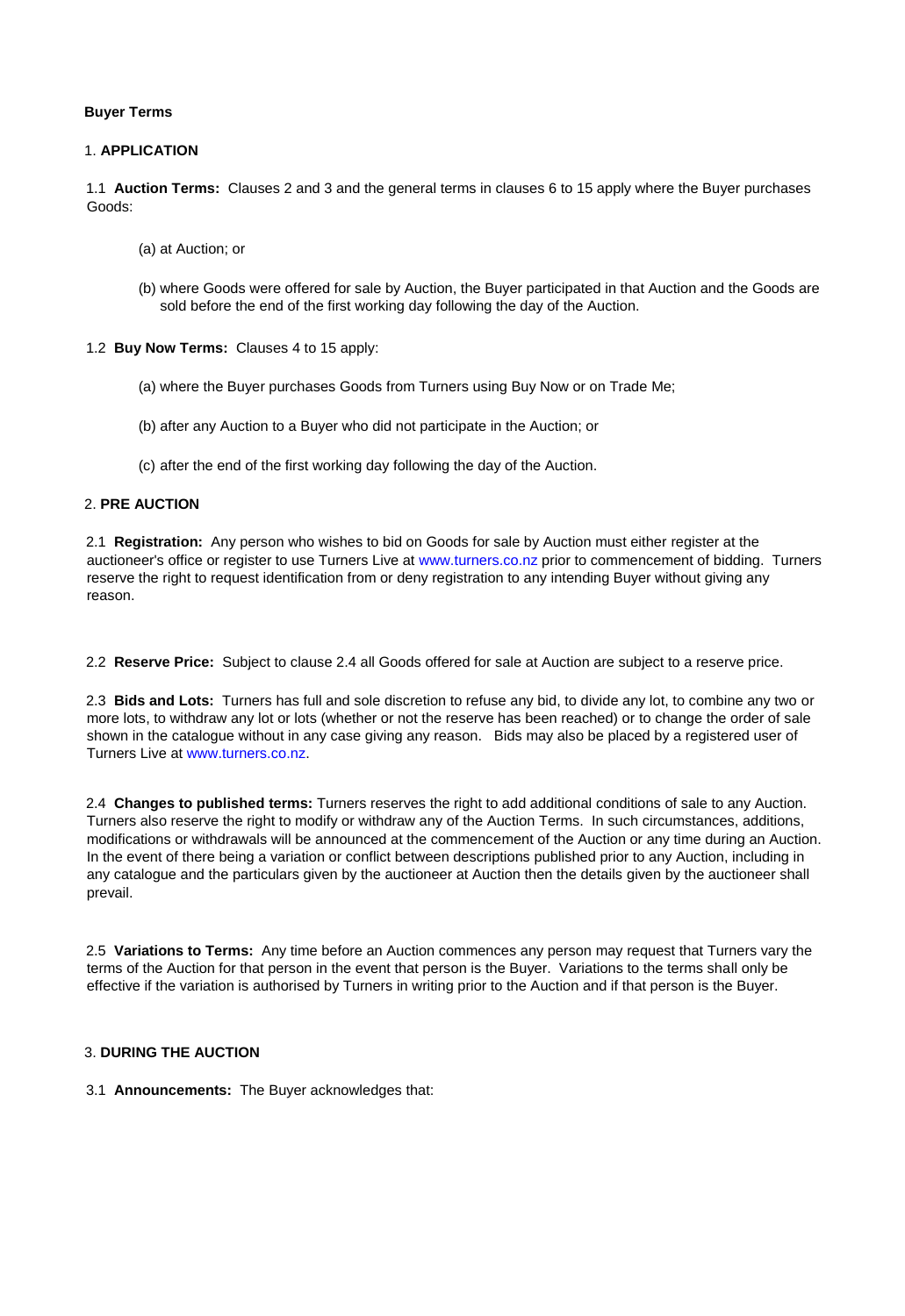**Buyer Terms**

## 1. APPLICATION

1.1 **Auction Terms:** Clauses 2 and 3 and the general terms in clauses 6 to 15 apply where the Buyer purchases Goods:

(a) at Auction; or

(b) where Goods were offered for sale by Auction, the Buyer participated in that Auction and the Goods are sold before the end of the first working day following the day of the Auction.

1.2 **Buy Now Terms:** Clauses 4 to 15 apply:

(a) where the Buyer purchases Goods from Turners using Buy Now or on Trade Me;

(b) after any Auction to a Buyer who did not participate in the Auction; or

(c) after the end of the first working day following the day of the Auction.

## 2. PRE AUCTION

2.1 **Registration:** Any person who wishes to bid on Goods for sale by Auction must either register at the auctioneer's office or register to use Turners Live at www.turners.co.nz prior to commencement of bidding. Turners reserve the right to request identification from or deny registration to any intending Buyer without giving any reason.

2.2 **Reserve Price:** Subject to clause 2.4 all Goods offered for sale at Auction are subject to a reserve price.

2.3 **Bids and Lots:** Turners has full and sole discretion to refuse any bid, to divide any lot, to combine any two or more lots, to withdraw any lot or lots (whether or not the reserve has been reached) or to change the order of sale shown in the catalogue without in any case giving any reason. Bids may also be placed by a registered user of Turners Live at www.turners.co.nz.

2.4 **Changes to published terms:** Turners reserves the right to add additional conditions of sale to any Auction. Turners also reserve the right to modify or withdraw any of the Auction Terms. In such circumstances, additions, modifications or withdrawals will be announced at the commencement of the Auction or any time during an Auction. In the event of there being a variation or conflict between descriptions published prior to any Auction, including in any catalogue and the particulars given by the auctioneer at Auction then the details given by the auctioneer shall prevail.

2.5 **Variations to Terms:** Any time before an Auction commences any person may request that Turners vary the terms of the Auction for that person in the event that person is the Buyer. Variations to the terms shall only be effective if the variation is authorised by Turners in writing prior to the Auction and if that person is the Buyer.

## 3. DURING THE AUCTION

3.1 **Announcements:** The Buyer acknowledges that: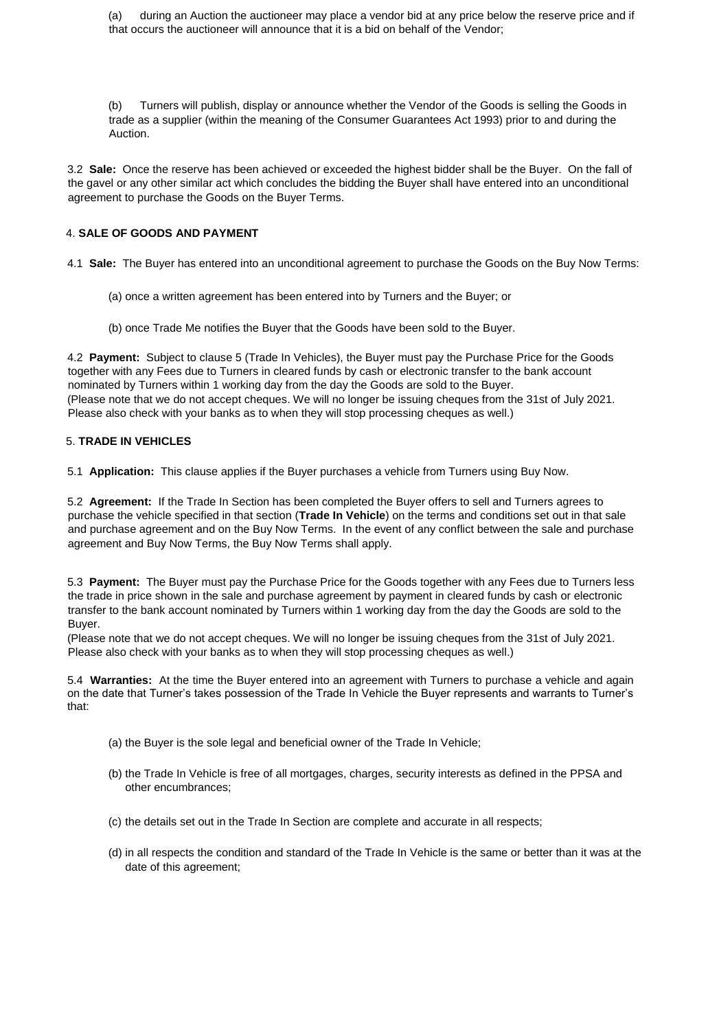(a) during an Auction the auctioneer may place a vendor bid at any price below the reserve price and if that occurs the auctioneer will announce that it is a bid on behalf of the Vendor;

(b) Turners will publish, display or announce whether the Vendor of the Goods is selling the Goods in trade as a supplier (within the meaning of the Consumer Guarantees Act 1993) prior to and during the Auction.

3.2 **Sale:** Once the reserve has been achieved or exceeded the highest bidder shall be the Buyer. On the fall of the gavel or any other similar act which concludes the bidding the Buyer shall have entered into an unconditional agreement to purchase the Goods on the Buyer Terms.

## 4. SALE OF GOODS AND PAYMENT

4.1 **Sale:** The Buyer has entered into an unconditional agreement to purchase the Goods on the Buy Now Terms:

(a) once a written agreement has been entered into by Turners and the Buyer; or

(b) once Trade Me notifies the Buyer that the Goods have been sold to the Buyer.

4.2 **Payment:** Subject to clause 5 (Trade In Vehicles), the Buyer must pay the Purchase Price for the Goods together with any Fees due to Turners in cleared funds by cash or electronic transfer to the bank account nominated by Turners within 1 working day from the day the Goods are sold to the Buyer.
(Please note that we do not accept cheques. We will no longer be issuing cheques from the 31st of July 2021. Please also check with your banks as to when they will stop processing cheques as well.)

## 5. TRADE IN VEHICLES

5.1 **Application:** This clause applies if the Buyer purchases a vehicle from Turners using Buy Now.

5.2 **Agreement:** If the Trade In Section has been completed the Buyer offers to sell and Turners agrees to purchase the vehicle specified in that section (**Trade In Vehicle**) on the terms and conditions set out in that sale and purchase agreement and on the Buy Now Terms. In the event of any conflict between the sale and purchase agreement and Buy Now Terms, the Buy Now Terms shall apply.

5.3 **Payment:** The Buyer must pay the Purchase Price for the Goods together with any Fees due to Turners less the trade in price shown in the sale and purchase agreement by payment in cleared funds by cash or electronic transfer to the bank account nominated by Turners within 1 working day from the day the Goods are sold to the Buyer.
(Please note that we do not accept cheques. We will no longer be issuing cheques from the 31st of July 2021. Please also check with your banks as to when they will stop processing cheques as well.)

5.4 **Warranties:** At the time the Buyer entered into an agreement with Turners to purchase a vehicle and again on the date that Turner's takes possession of the Trade In Vehicle the Buyer represents and warrants to Turner's that:

(a) the Buyer is the sole legal and beneficial owner of the Trade In Vehicle;

(b) the Trade In Vehicle is free of all mortgages, charges, security interests as defined in the PPSA and other encumbrances;

(c) the details set out in the Trade In Section are complete and accurate in all respects;

(d) in all respects the condition and standard of the Trade In Vehicle is the same or better than it was at the date of this agreement;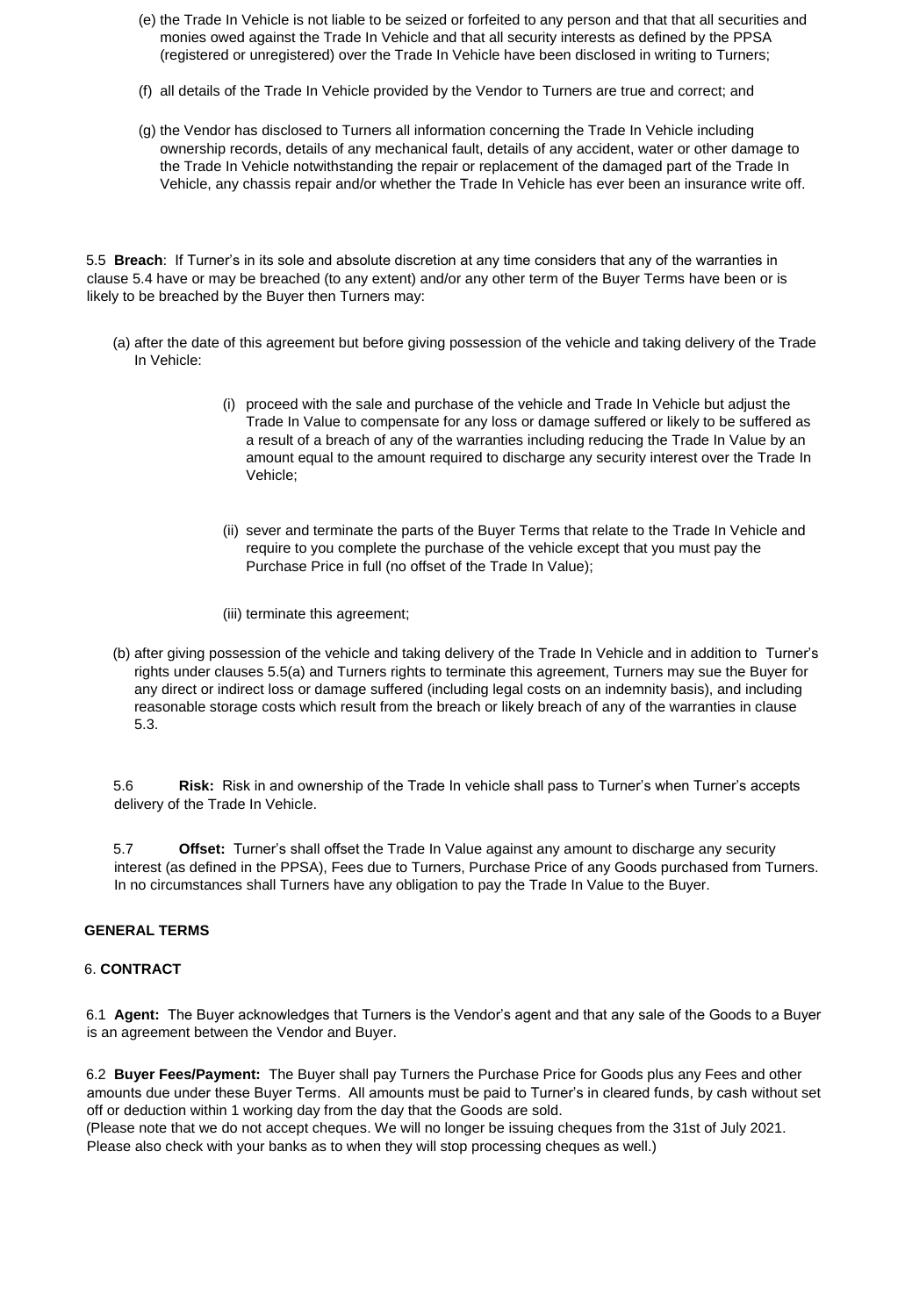(e) the Trade In Vehicle is not liable to be seized or forfeited to any person and that that all securities and monies owed against the Trade In Vehicle and that all security interests as defined by the PPSA (registered or unregistered) over the Trade In Vehicle have been disclosed in writing to Turners;

(f) all details of the Trade In Vehicle provided by the Vendor to Turners are true and correct; and

(g) the Vendor has disclosed to Turners all information concerning the Trade In Vehicle including ownership records, details of any mechanical fault, details of any accident, water or other damage to the Trade In Vehicle notwithstanding the repair or replacement of the damaged part of the Trade In Vehicle, any chassis repair and/or whether the Trade In Vehicle has ever been an insurance write off.

5.5 **Breach**: If Turner's in its sole and absolute discretion at any time considers that any of the warranties in clause 5.4 have or may be breached (to any extent) and/or any other term of the Buyer Terms have been or is likely to be breached by the Buyer then Turners may:

(a) after the date of this agreement but before giving possession of the vehicle and taking delivery of the Trade In Vehicle:

(i) proceed with the sale and purchase of the vehicle and Trade In Vehicle but adjust the Trade In Value to compensate for any loss or damage suffered or likely to be suffered as a result of a breach of any of the warranties including reducing the Trade In Value by an amount equal to the amount required to discharge any security interest over the Trade In Vehicle;

(ii) sever and terminate the parts of the Buyer Terms that relate to the Trade In Vehicle and require to you complete the purchase of the vehicle except that you must pay the Purchase Price in full (no offset of the Trade In Value);

(iii) terminate this agreement;

(b) after giving possession of the vehicle and taking delivery of the Trade In Vehicle and in addition to Turner's rights under clauses 5.5(a) and Turners rights to terminate this agreement, Turners may sue the Buyer for any direct or indirect loss or damage suffered (including legal costs on an indemnity basis), and including reasonable storage costs which result from the breach or likely breach of any of the warranties in clause 5.3.

5.6 **Risk:** Risk in and ownership of the Trade In vehicle shall pass to Turner's when Turner's accepts delivery of the Trade In Vehicle.

5.7 **Offset:** Turner's shall offset the Trade In Value against any amount to discharge any security interest (as defined in the PPSA), Fees due to Turners, Purchase Price of any Goods purchased from Turners. In no circumstances shall Turners have any obligation to pay the Trade In Value to the Buyer.

## GENERAL TERMS

### 6. CONTRACT

6.1 **Agent:** The Buyer acknowledges that Turners is the Vendor's agent and that any sale of the Goods to a Buyer is an agreement between the Vendor and Buyer.

6.2 **Buyer Fees/Payment:** The Buyer shall pay Turners the Purchase Price for Goods plus any Fees and other amounts due under these Buyer Terms. All amounts must be paid to Turner's in cleared funds, by cash without set off or deduction within 1 working day from the day that the Goods are sold.
(Please note that we do not accept cheques. We will no longer be issuing cheques from the 31st of July 2021. Please also check with your banks as to when they will stop processing cheques as well.)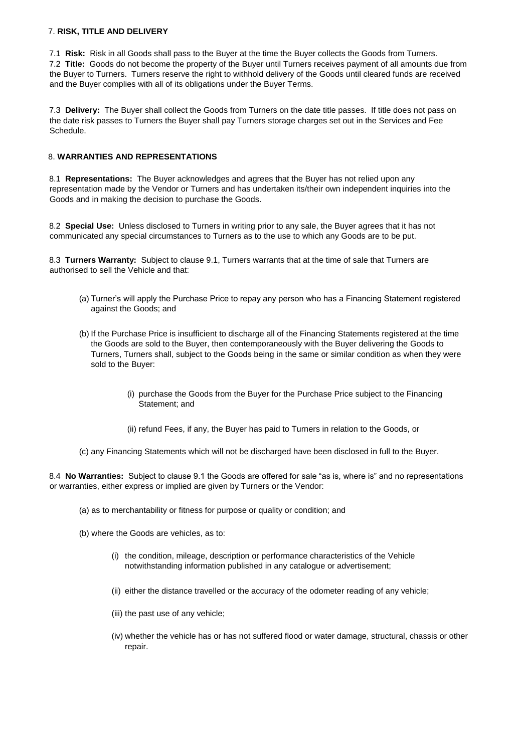## 7. **RISK, TITLE AND DELIVERY**

7.1 **Risk:** Risk in all Goods shall pass to the Buyer at the time the Buyer collects the Goods from Turners.
7.2 **Title:** Goods do not become the property of the Buyer until Turners receives payment of all amounts due from the Buyer to Turners. Turners reserve the right to withhold delivery of the Goods until cleared funds are received and the Buyer complies with all of its obligations under the Buyer Terms.

7.3 **Delivery:** The Buyer shall collect the Goods from Turners on the date title passes. If title does not pass on the date risk passes to Turners the Buyer shall pay Turners storage charges set out in the Services and Fee Schedule.

## 8. **WARRANTIES AND REPRESENTATIONS**

8.1 **Representations:** The Buyer acknowledges and agrees that the Buyer has not relied upon any representation made by the Vendor or Turners and has undertaken its/their own independent inquiries into the Goods and in making the decision to purchase the Goods.

8.2 **Special Use:** Unless disclosed to Turners in writing prior to any sale, the Buyer agrees that it has not communicated any special circumstances to Turners as to the use to which any Goods are to be put.

8.3 **Turners Warranty:** Subject to clause 9.1, Turners warrants that at the time of sale that Turners are authorised to sell the Vehicle and that:

(a) Turner's will apply the Purchase Price to repay any person who has a Financing Statement registered against the Goods; and

(b) If the Purchase Price is insufficient to discharge all of the Financing Statements registered at the time the Goods are sold to the Buyer, then contemporaneously with the Buyer delivering the Goods to Turners, Turners shall, subject to the Goods being in the same or similar condition as when they were sold to the Buyer:

(i) purchase the Goods from the Buyer for the Purchase Price subject to the Financing Statement; and

(ii) refund Fees, if any, the Buyer has paid to Turners in relation to the Goods, or

(c) any Financing Statements which will not be discharged have been disclosed in full to the Buyer.

8.4 **No Warranties:** Subject to clause 9.1 the Goods are offered for sale "as is, where is" and no representations or warranties, either express or implied are given by Turners or the Vendor:

(a) as to merchantability or fitness for purpose or quality or condition; and

(b) where the Goods are vehicles, as to:

(i) the condition, mileage, description or performance characteristics of the Vehicle notwithstanding information published in any catalogue or advertisement;

(ii) either the distance travelled or the accuracy of the odometer reading of any vehicle;

(iii) the past use of any vehicle;

(iv) whether the vehicle has or has not suffered flood or water damage, structural, chassis or other repair.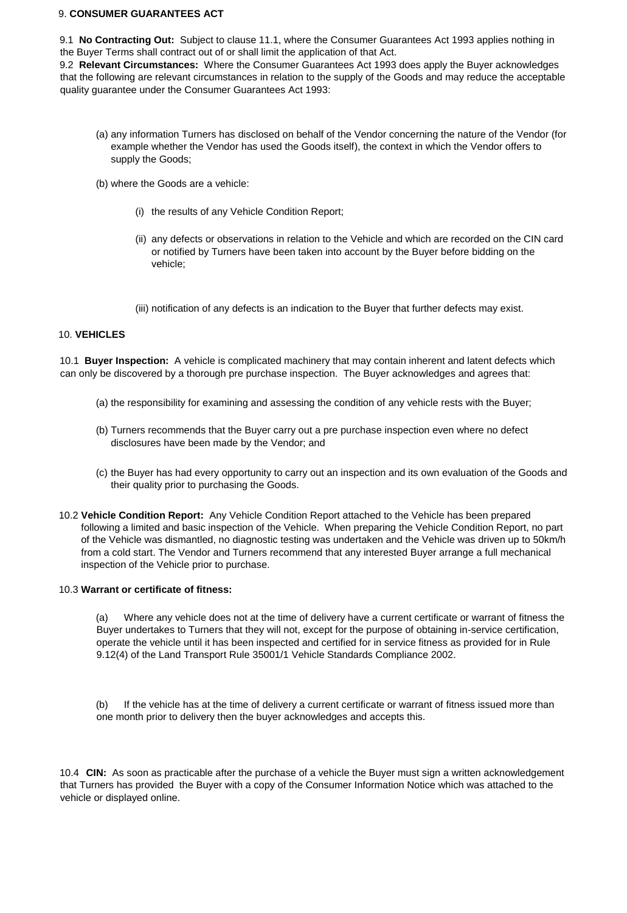## 9. **CONSUMER GUARANTEES ACT**

9.1 **No Contracting Out:** Subject to clause 11.1, where the Consumer Guarantees Act 1993 applies nothing in the Buyer Terms shall contract out of or shall limit the application of that Act.

9.2 **Relevant Circumstances:** Where the Consumer Guarantees Act 1993 does apply the Buyer acknowledges that the following are relevant circumstances in relation to the supply of the Goods and may reduce the acceptable quality guarantee under the Consumer Guarantees Act 1993:

(a) any information Turners has disclosed on behalf of the Vendor concerning the nature of the Vendor (for example whether the Vendor has used the Goods itself), the context in which the Vendor offers to supply the Goods;

(b) where the Goods are a vehicle:

(i) the results of any Vehicle Condition Report;

(ii) any defects or observations in relation to the Vehicle and which are recorded on the CIN card or notified by Turners have been taken into account by the Buyer before bidding on the vehicle;

(iii) notification of any defects is an indication to the Buyer that further defects may exist.

## 10. **VEHICLES**

10.1 **Buyer Inspection:** A vehicle is complicated machinery that may contain inherent and latent defects which can only be discovered by a thorough pre purchase inspection. The Buyer acknowledges and agrees that:

(a) the responsibility for examining and assessing the condition of any vehicle rests with the Buyer;

(b) Turners recommends that the Buyer carry out a pre purchase inspection even where no defect disclosures have been made by the Vendor; and

(c) the Buyer has had every opportunity to carry out an inspection and its own evaluation of the Goods and their quality prior to purchasing the Goods.

10.2 **Vehicle Condition Report:** Any Vehicle Condition Report attached to the Vehicle has been prepared following a limited and basic inspection of the Vehicle. When preparing the Vehicle Condition Report, no part of the Vehicle was dismantled, no diagnostic testing was undertaken and the Vehicle was driven up to 50km/h from a cold start. The Vendor and Turners recommend that any interested Buyer arrange a full mechanical inspection of the Vehicle prior to purchase.

10.3 **Warrant or certificate of fitness:**

(a) Where any vehicle does not at the time of delivery have a current certificate or warrant of fitness the Buyer undertakes to Turners that they will not, except for the purpose of obtaining in-service certification, operate the vehicle until it has been inspected and certified for in service fitness as provided for in Rule 9.12(4) of the Land Transport Rule 35001/1 Vehicle Standards Compliance 2002.

(b) If the vehicle has at the time of delivery a current certificate or warrant of fitness issued more than one month prior to delivery then the buyer acknowledges and accepts this.

10.4 **CIN:** As soon as practicable after the purchase of a vehicle the Buyer must sign a written acknowledgement that Turners has provided the Buyer with a copy of the Consumer Information Notice which was attached to the vehicle or displayed online.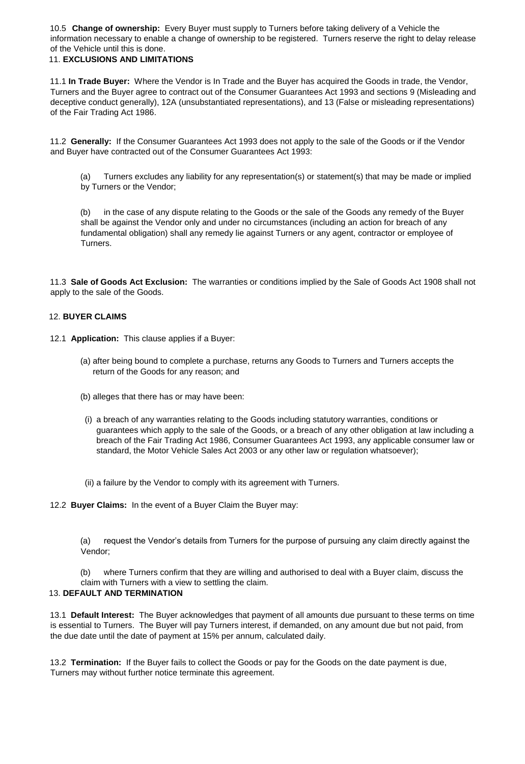10.5 **Change of ownership:** Every Buyer must supply to Turners before taking delivery of a Vehicle the information necessary to enable a change of ownership to be registered. Turners reserve the right to delay release of the Vehicle until this is done.

## 11. EXCLUSIONS AND LIMITATIONS

11.1 **In Trade Buyer:** Where the Vendor is In Trade and the Buyer has acquired the Goods in trade, the Vendor, Turners and the Buyer agree to contract out of the Consumer Guarantees Act 1993 and sections 9 (Misleading and deceptive conduct generally), 12A (unsubstantiated representations), and 13 (False or misleading representations) of the Fair Trading Act 1986.

11.2 **Generally:** If the Consumer Guarantees Act 1993 does not apply to the sale of the Goods or if the Vendor and Buyer have contracted out of the Consumer Guarantees Act 1993:

(a) Turners excludes any liability for any representation(s) or statement(s) that may be made or implied by Turners or the Vendor;

(b) in the case of any dispute relating to the Goods or the sale of the Goods any remedy of the Buyer shall be against the Vendor only and under no circumstances (including an action for breach of any fundamental obligation) shall any remedy lie against Turners or any agent, contractor or employee of Turners.

11.3 **Sale of Goods Act Exclusion:** The warranties or conditions implied by the Sale of Goods Act 1908 shall not apply to the sale of the Goods.

## 12. BUYER CLAIMS

12.1 **Application:** This clause applies if a Buyer:

(a) after being bound to complete a purchase, returns any Goods to Turners and Turners accepts the return of the Goods for any reason; and

(b) alleges that there has or may have been:

(i) a breach of any warranties relating to the Goods including statutory warranties, conditions or guarantees which apply to the sale of the Goods, or a breach of any other obligation at law including a breach of the Fair Trading Act 1986, Consumer Guarantees Act 1993, any applicable consumer law or standard, the Motor Vehicle Sales Act 2003 or any other law or regulation whatsoever);

(ii) a failure by the Vendor to comply with its agreement with Turners.

12.2 **Buyer Claims:** In the event of a Buyer Claim the Buyer may:

(a) request the Vendor's details from Turners for the purpose of pursuing any claim directly against the Vendor;

(b) where Turners confirm that they are willing and authorised to deal with a Buyer claim, discuss the claim with Turners with a view to settling the claim.

## 13. DEFAULT AND TERMINATION

13.1 **Default Interest:** The Buyer acknowledges that payment of all amounts due pursuant to these terms on time is essential to Turners. The Buyer will pay Turners interest, if demanded, on any amount due but not paid, from the due date until the date of payment at 15% per annum, calculated daily.

13.2 **Termination:** If the Buyer fails to collect the Goods or pay for the Goods on the date payment is due, Turners may without further notice terminate this agreement.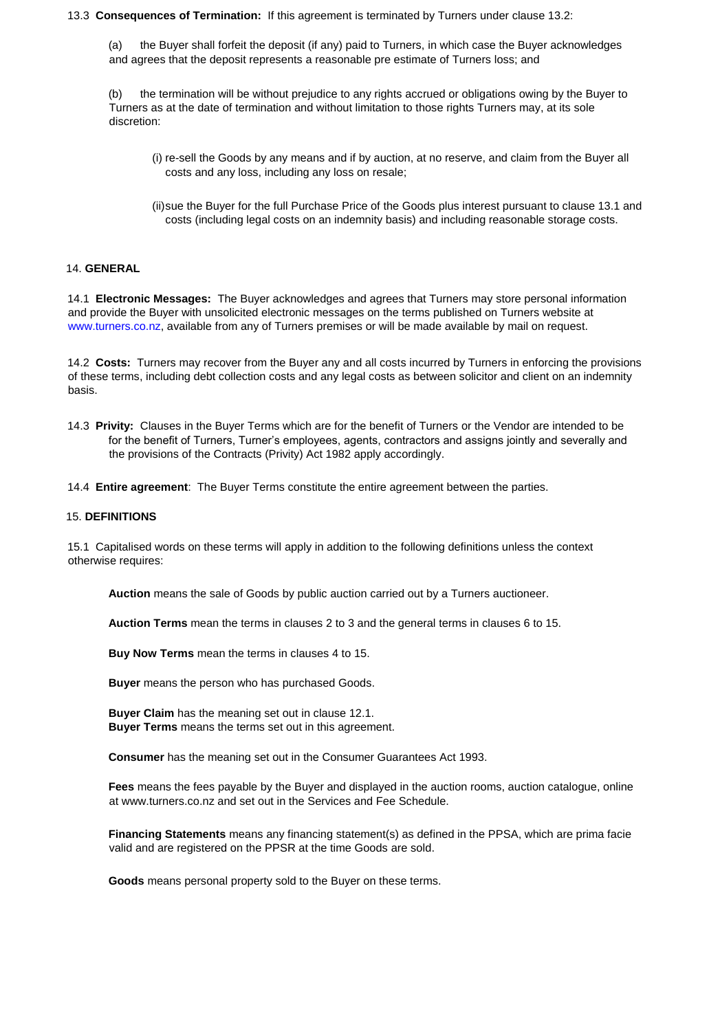13.3 **Consequences of Termination:** If this agreement is terminated by Turners under clause 13.2:

(a) the Buyer shall forfeit the deposit (if any) paid to Turners, in which case the Buyer acknowledges and agrees that the deposit represents a reasonable pre estimate of Turners loss; and

(b) the termination will be without prejudice to any rights accrued or obligations owing by the Buyer to Turners as at the date of termination and without limitation to those rights Turners may, at its sole discretion:

(i) re-sell the Goods by any means and if by auction, at no reserve, and claim from the Buyer all costs and any loss, including any loss on resale;

(ii) sue the Buyer for the full Purchase Price of the Goods plus interest pursuant to clause 13.1 and costs (including legal costs on an indemnity basis) and including reasonable storage costs.

## 14. GENERAL

14.1 **Electronic Messages:** The Buyer acknowledges and agrees that Turners may store personal information and provide the Buyer with unsolicited electronic messages on the terms published on Turners website at www.turners.co.nz, available from any of Turners premises or will be made available by mail on request.

14.2 **Costs:** Turners may recover from the Buyer any and all costs incurred by Turners in enforcing the provisions of these terms, including debt collection costs and any legal costs as between solicitor and client on an indemnity basis.

14.3 **Privity:** Clauses in the Buyer Terms which are for the benefit of Turners or the Vendor are intended to be for the benefit of Turners, Turner's employees, agents, contractors and assigns jointly and severally and the provisions of the Contracts (Privity) Act 1982 apply accordingly.

14.4 **Entire agreement**: The Buyer Terms constitute the entire agreement between the parties.

## 15. DEFINITIONS

15.1 Capitalised words on these terms will apply in addition to the following definitions unless the context otherwise requires:

**Auction** means the sale of Goods by public auction carried out by a Turners auctioneer.

**Auction Terms** mean the terms in clauses 2 to 3 and the general terms in clauses 6 to 15.

**Buy Now Terms** mean the terms in clauses 4 to 15.

**Buyer** means the person who has purchased Goods.

**Buyer Claim** has the meaning set out in clause 12.1.
**Buyer Terms** means the terms set out in this agreement.

**Consumer** has the meaning set out in the Consumer Guarantees Act 1993.

**Fees** means the fees payable by the Buyer and displayed in the auction rooms, auction catalogue, online at www.turners.co.nz and set out in the Services and Fee Schedule.

**Financing Statements** means any financing statement(s) as defined in the PPSA, which are prima facie valid and are registered on the PPSR at the time Goods are sold.

**Goods** means personal property sold to the Buyer on these terms.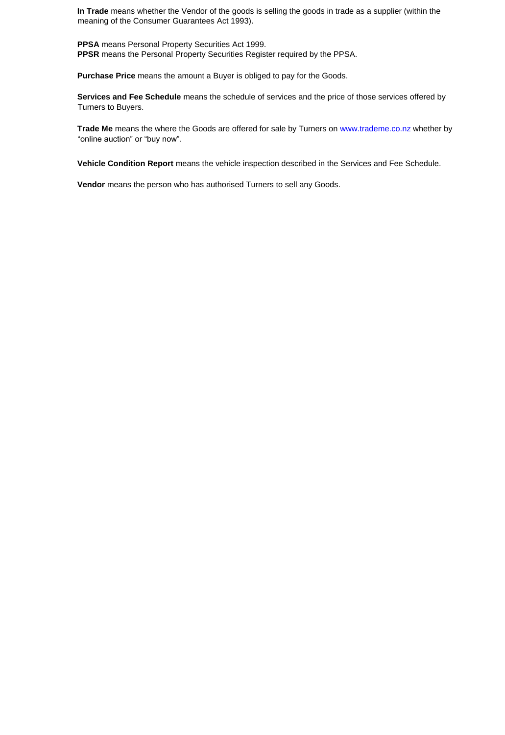**In Trade** means whether the Vendor of the goods is selling the goods in trade as a supplier (within the meaning of the Consumer Guarantees Act 1993).

**PPSA** means Personal Property Securities Act 1999.
**PPSR** means the Personal Property Securities Register required by the PPSA.

**Purchase Price** means the amount a Buyer is obliged to pay for the Goods.

**Services and Fee Schedule** means the schedule of services and the price of those services offered by Turners to Buyers.

**Trade Me** means the where the Goods are offered for sale by Turners on www.trademe.co.nz whether by "online auction" or "buy now".

**Vehicle Condition Report** means the vehicle inspection described in the Services and Fee Schedule.

**Vendor** means the person who has authorised Turners to sell any Goods.